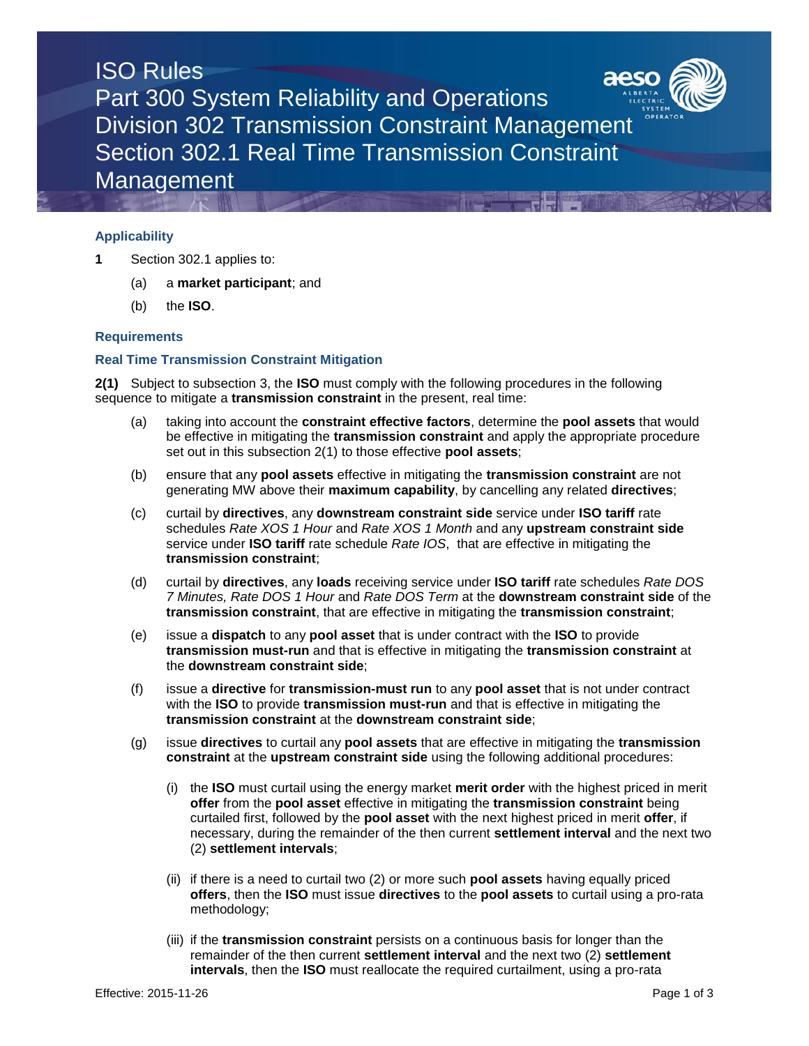# ISO Rules
# Part 300 System Reliability and Operations
# Division 302 Transmission Constraint Management
# Section 302.1 Real Time Transmission Constraint Management

### Applicability

**1** Section 302.1 applies to:

(a) a **market participant**; and

(b) the **ISO**.

### Requirements

### Real Time Transmission Constraint Mitigation

**2(1)** Subject to subsection 3, the **ISO** must comply with the following procedures in the following sequence to mitigate a **transmission constraint** in the present, real time:

(a) taking into account the **constraint effective factors**, determine the **pool assets** that would be effective in mitigating the **transmission constraint** and apply the appropriate procedure set out in this subsection 2(1) to those effective **pool assets**;

(b) ensure that any **pool assets** effective in mitigating the **transmission constraint** are not generating MW above their **maximum capability**, by cancelling any related **directives**;

(c) curtail by **directives**, any **downstream constraint side** service under **ISO tariff** rate schedules *Rate XOS 1 Hour* and *Rate XOS 1 Month* and any **upstream constraint side** service under **ISO tariff** rate schedule *Rate IOS*, that are effective in mitigating the **transmission constraint**;

(d) curtail by **directives**, any **loads** receiving service under **ISO tariff** rate schedules *Rate DOS 7 Minutes, Rate DOS 1 Hour* and *Rate DOS Term* at the **downstream constraint side** of the **transmission constraint**, that are effective in mitigating the **transmission constraint**;

(e) issue a **dispatch** to any **pool asset** that is under contract with the **ISO** to provide **transmission must-run** and that is effective in mitigating the **transmission constraint** at the **downstream constraint side**;

(f) issue a **directive** for **transmission-must run** to any **pool asset** that is not under contract with the **ISO** to provide **transmission must-run** and that is effective in mitigating the **transmission constraint** at the **downstream constraint side**;

(g) issue **directives** to curtail any **pool assets** that are effective in mitigating the **transmission constraint** at the **upstream constraint side** using the following additional procedures:

(i) the **ISO** must curtail using the energy market **merit order** with the highest priced in merit **offer** from the **pool asset** effective in mitigating the **transmission constraint** being curtailed first, followed by the **pool asset** with the next highest priced in merit **offer**, if necessary, during the remainder of the then current **settlement interval** and the next two (2) **settlement intervals**;

(ii) if there is a need to curtail two (2) or more such **pool assets** having equally priced **offers**, then the **ISO** must issue **directives** to the **pool assets** to curtail using a pro-rata methodology;

(iii) if the **transmission constraint** persists on a continuous basis for longer than the remainder of the then current **settlement interval** and the next two (2) **settlement intervals**, then the **ISO** must reallocate the required curtailment, using a pro-rata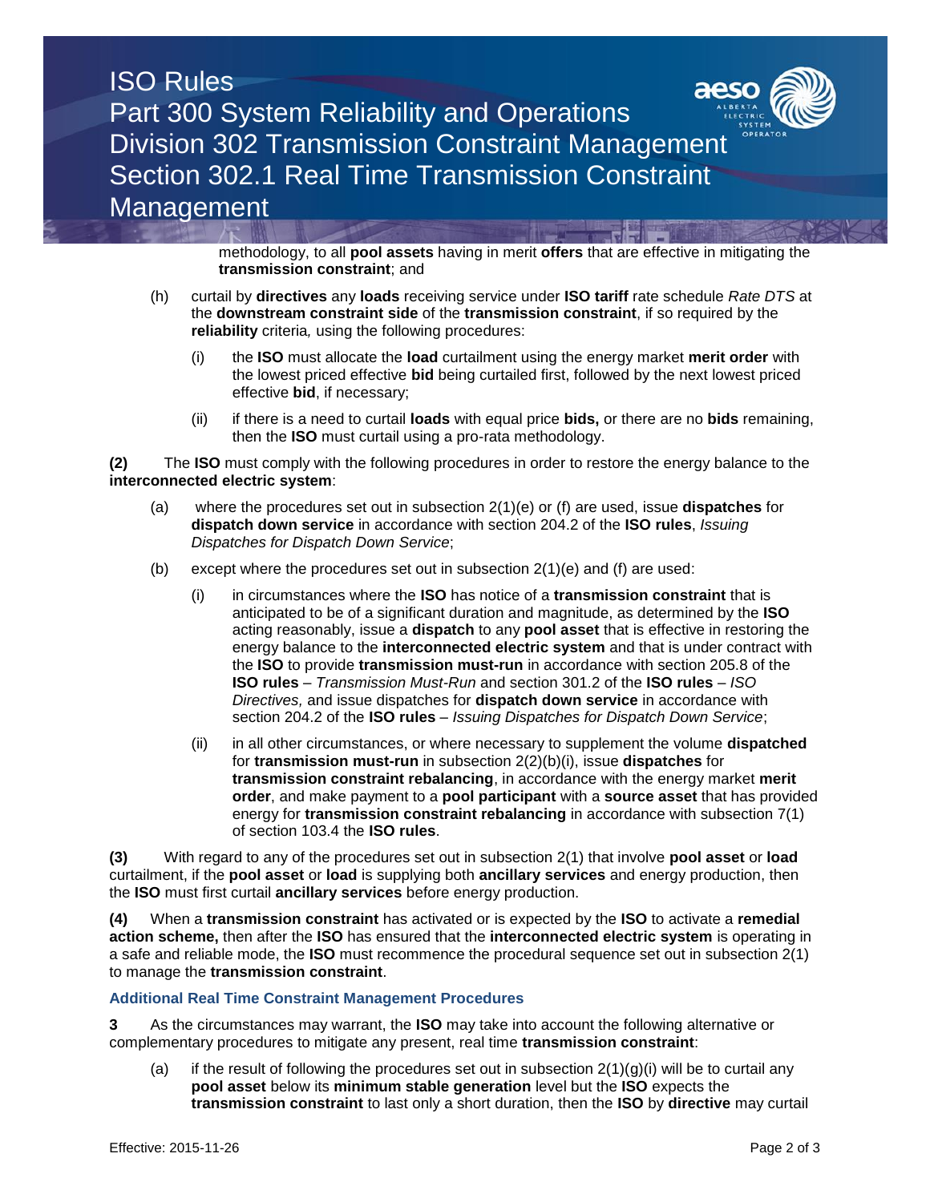methodology, to all **pool assets** having in merit **offers** that are effective in mitigating the **transmission constraint**; and

(h) curtail by **directives** any **loads** receiving service under **ISO tariff** rate schedule *Rate DTS* at the **downstream constraint side** of the **transmission constraint**, if so required by the **reliability** criteria*,* using the following procedures:

  (i) the **ISO** must allocate the **load** curtailment using the energy market **merit order** with the lowest priced effective **bid** being curtailed first, followed by the next lowest priced effective **bid**, if necessary;

  (ii) if there is a need to curtail **loads** with equal price **bids,** or there are no **bids** remaining, then the **ISO** must curtail using a pro-rata methodology.

**(2)** The **ISO** must comply with the following procedures in order to restore the energy balance to the **interconnected electric system**:

(a) where the procedures set out in subsection 2(1)(e) or (f) are used, issue **dispatches** for **dispatch down service** in accordance with section 204.2 of the **ISO rules**, *Issuing Dispatches for Dispatch Down Service*;

(b) except where the procedures set out in subsection 2(1)(e) and (f) are used:

  (i) in circumstances where the **ISO** has notice of a **transmission constraint** that is anticipated to be of a significant duration and magnitude, as determined by the **ISO** acting reasonably, issue a **dispatch** to any **pool asset** that is effective in restoring the energy balance to the **interconnected electric system** and that is under contract with the **ISO** to provide **transmission must-run** in accordance with section 205.8 of the **ISO rules** – *Transmission Must-Run* and section 301.2 of the **ISO rules** – *ISO Directives,* and issue dispatches for **dispatch down service** in accordance with section 204.2 of the **ISO rules** – *Issuing Dispatches for Dispatch Down Service*;

  (ii) in all other circumstances, or where necessary to supplement the volume **dispatched** for **transmission must-run** in subsection 2(2)(b)(i), issue **dispatches** for **transmission constraint rebalancing**, in accordance with the energy market **merit order**, and make payment to a **pool participant** with a **source asset** that has provided energy for **transmission constraint rebalancing** in accordance with subsection 7(1) of section 103.4 the **ISO rules**.

**(3)** With regard to any of the procedures set out in subsection 2(1) that involve **pool asset** or **load** curtailment, if the **pool asset** or **load** is supplying both **ancillary services** and energy production, then the **ISO** must first curtail **ancillary services** before energy production.

**(4)** When a **transmission constraint** has activated or is expected by the **ISO** to activate a **remedial action scheme,** then after the **ISO** has ensured that the **interconnected electric system** is operating in a safe and reliable mode, the **ISO** must recommence the procedural sequence set out in subsection 2(1) to manage the **transmission constraint**.

### Additional Real Time Constraint Management Procedures

**3** As the circumstances may warrant, the **ISO** may take into account the following alternative or complementary procedures to mitigate any present, real time **transmission constraint**:

(a) if the result of following the procedures set out in subsection 2(1)(g)(i) will be to curtail any **pool asset** below its **minimum stable generation** level but the **ISO** expects the **transmission constraint** to last only a short duration, then the **ISO** by **directive** may curtail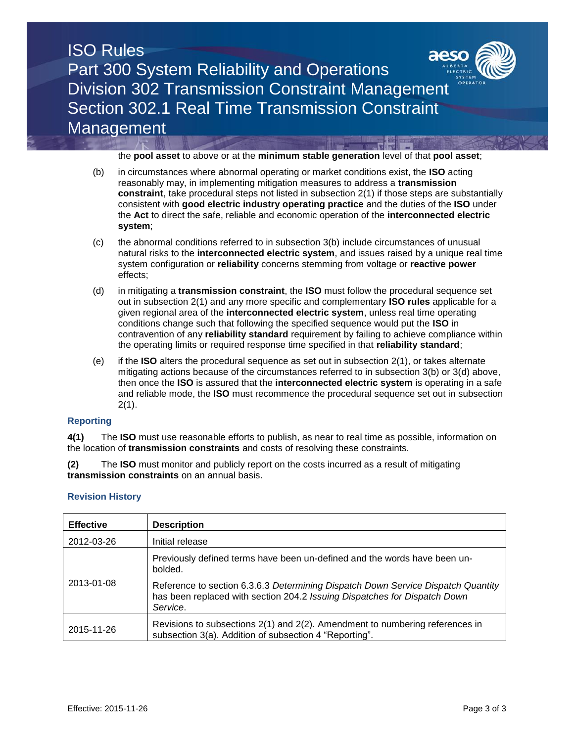the **pool asset** to above or at the **minimum stable generation** level of that **pool asset**;

(b) in circumstances where abnormal operating or market conditions exist, the **ISO** acting reasonably may, in implementing mitigation measures to address a **transmission constraint**, take procedural steps not listed in subsection 2(1) if those steps are substantially consistent with **good electric industry operating practice** and the duties of the **ISO** under the **Act** to direct the safe, reliable and economic operation of the **interconnected electric system**;

(c) the abnormal conditions referred to in subsection 3(b) include circumstances of unusual natural risks to the **interconnected electric system**, and issues raised by a unique real time system configuration or **reliability** concerns stemming from voltage or **reactive power** effects;

(d) in mitigating a **transmission constraint**, the **ISO** must follow the procedural sequence set out in subsection 2(1) and any more specific and complementary **ISO rules** applicable for a given regional area of the **interconnected electric system**, unless real time operating conditions change such that following the specified sequence would put the **ISO** in contravention of any **reliability standard** requirement by failing to achieve compliance within the operating limits or required response time specified in that **reliability standard**;

(e) if the **ISO** alters the procedural sequence as set out in subsection 2(1), or takes alternate mitigating actions because of the circumstances referred to in subsection 3(b) or 3(d) above, then once the **ISO** is assured that the **interconnected electric system** is operating in a safe and reliable mode, the **ISO** must recommence the procedural sequence set out in subsection 2(1).

### Reporting

**4(1)** The **ISO** must use reasonable efforts to publish, as near to real time as possible, information on the location of **transmission constraints** and costs of resolving these constraints.

**(2)** The **ISO** must monitor and publicly report on the costs incurred as a result of mitigating **transmission constraints** on an annual basis.

### Revision History

| Effective | Description |
|---|---|
| 2012-03-26 | Initial release |
| 2013-01-08 | Previously defined terms have been un-defined and the words have been un-bolded.<br><br>Reference to section 6.3.6.3 *Determining Dispatch Down Service Dispatch Quantity* has been replaced with section 204.2 *Issuing Dispatches for Dispatch Down Service*. |
| 2015-11-26 | Revisions to subsections 2(1) and 2(2). Amendment to numbering references in subsection 3(a). Addition of subsection 4 "Reporting". |